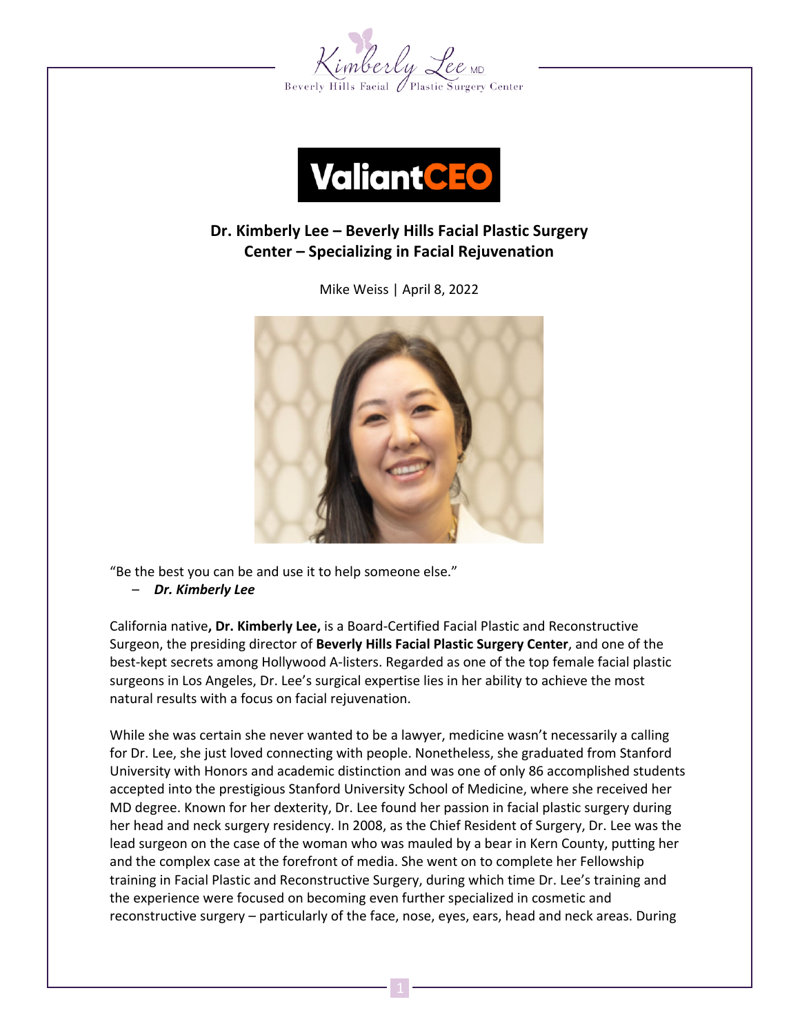# Dr. Kimberly Lee – Beverly Hills Facial Plastic Surgery Center – Specializing in Facial Rejuvenation

Mike Weiss | April 8, 2022

"Be the best you can be and use it to help someone else."

– ***Dr. Kimberly Lee***

California native**, Dr. Kimberly Lee,** is a Board-Certified Facial Plastic and Reconstructive Surgeon, the presiding director of **Beverly Hills Facial Plastic Surgery Center**, and one of the best-kept secrets among Hollywood A-listers. Regarded as one of the top female facial plastic surgeons in Los Angeles, Dr. Lee's surgical expertise lies in her ability to achieve the most natural results with a focus on facial rejuvenation.

While she was certain she never wanted to be a lawyer, medicine wasn't necessarily a calling for Dr. Lee, she just loved connecting with people. Nonetheless, she graduated from Stanford University with Honors and academic distinction and was one of only 86 accomplished students accepted into the prestigious Stanford University School of Medicine, where she received her MD degree. Known for her dexterity, Dr. Lee found her passion in facial plastic surgery during her head and neck surgery residency. In 2008, as the Chief Resident of Surgery, Dr. Lee was the lead surgeon on the case of the woman who was mauled by a bear in Kern County, putting her and the complex case at the forefront of media. She went on to complete her Fellowship training in Facial Plastic and Reconstructive Surgery, during which time Dr. Lee's training and the experience were focused on becoming even further specialized in cosmetic and reconstructive surgery – particularly of the face, nose, eyes, ears, head and neck areas. During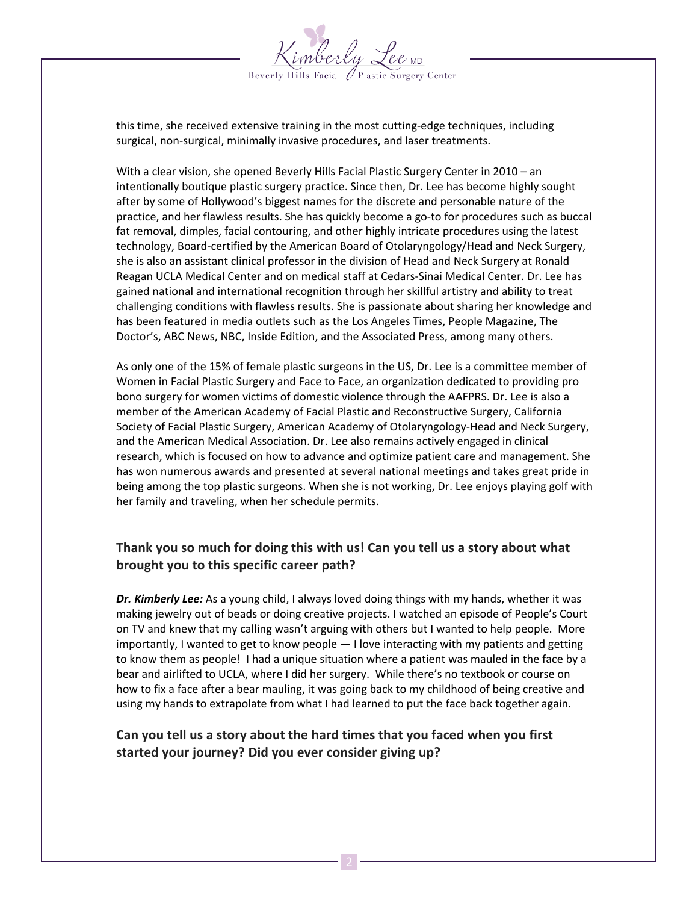this time, she received extensive training in the most cutting-edge techniques, including surgical, non-surgical, minimally invasive procedures, and laser treatments.

With a clear vision, she opened Beverly Hills Facial Plastic Surgery Center in 2010 – an intentionally boutique plastic surgery practice. Since then, Dr. Lee has become highly sought after by some of Hollywood's biggest names for the discrete and personable nature of the practice, and her flawless results. She has quickly become a go-to for procedures such as buccal fat removal, dimples, facial contouring, and other highly intricate procedures using the latest technology, Board-certified by the American Board of Otolaryngology/Head and Neck Surgery, she is also an assistant clinical professor in the division of Head and Neck Surgery at Ronald Reagan UCLA Medical Center and on medical staff at Cedars-Sinai Medical Center. Dr. Lee has gained national and international recognition through her skillful artistry and ability to treat challenging conditions with flawless results. She is passionate about sharing her knowledge and has been featured in media outlets such as the Los Angeles Times, People Magazine, The Doctor's, ABC News, NBC, Inside Edition, and the Associated Press, among many others.

As only one of the 15% of female plastic surgeons in the US, Dr. Lee is a committee member of Women in Facial Plastic Surgery and Face to Face, an organization dedicated to providing pro bono surgery for women victims of domestic violence through the AAFPRS. Dr. Lee is also a member of the American Academy of Facial Plastic and Reconstructive Surgery, California Society of Facial Plastic Surgery, American Academy of Otolaryngology-Head and Neck Surgery, and the American Medical Association. Dr. Lee also remains actively engaged in clinical research, which is focused on how to advance and optimize patient care and management. She has won numerous awards and presented at several national meetings and takes great pride in being among the top plastic surgeons. When she is not working, Dr. Lee enjoys playing golf with her family and traveling, when her schedule permits.

### Thank you so much for doing this with us! Can you tell us a story about what brought you to this specific career path?

***Dr. Kimberly Lee:*** As a young child, I always loved doing things with my hands, whether it was making jewelry out of beads or doing creative projects. I watched an episode of People's Court on TV and knew that my calling wasn't arguing with others but I wanted to help people. More importantly, I wanted to get to know people — I love interacting with my patients and getting to know them as people! I had a unique situation where a patient was mauled in the face by a bear and airlifted to UCLA, where I did her surgery. While there's no textbook or course on how to fix a face after a bear mauling, it was going back to my childhood of being creative and using my hands to extrapolate from what I had learned to put the face back together again.

### Can you tell us a story about the hard times that you faced when you first started your journey? Did you ever consider giving up?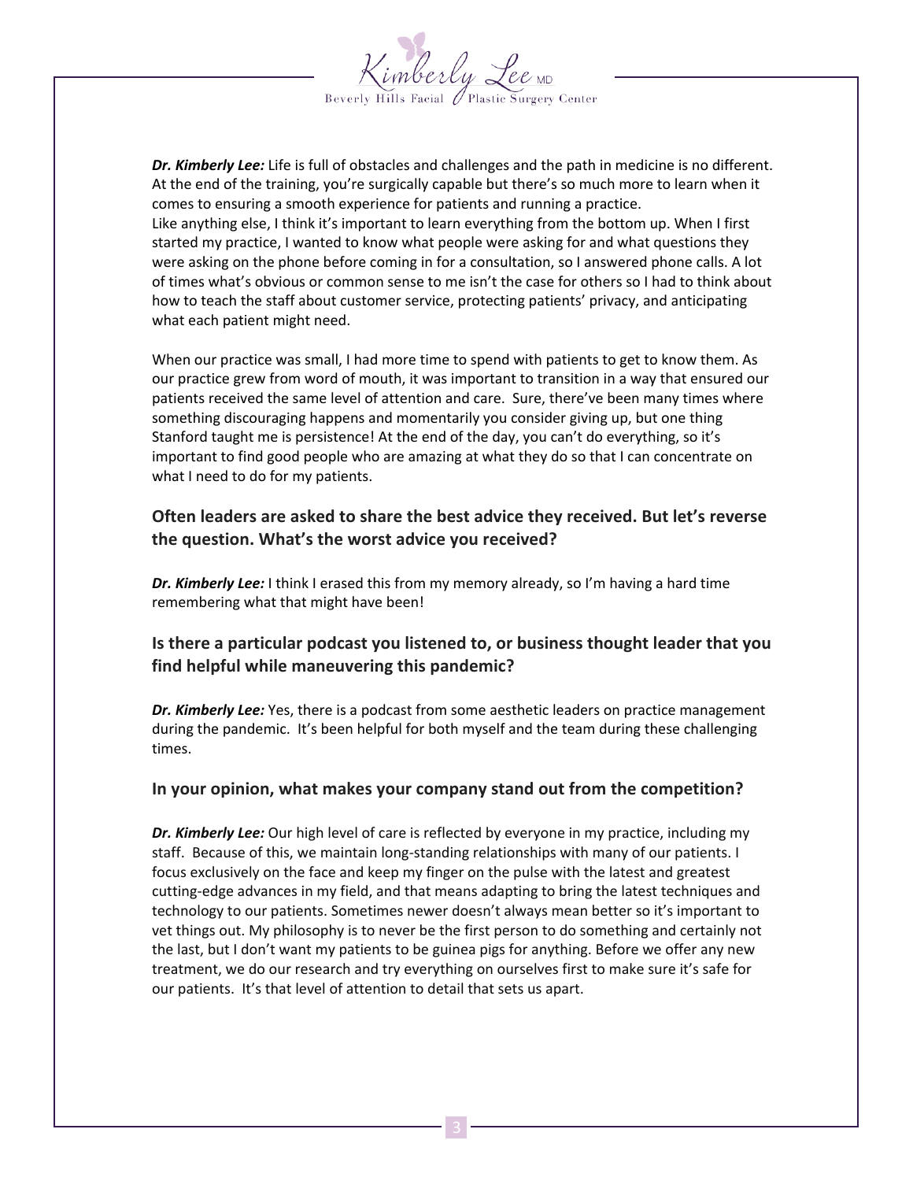***Dr. Kimberly Lee:*** Life is full of obstacles and challenges and the path in medicine is no different. At the end of the training, you're surgically capable but there's so much more to learn when it comes to ensuring a smooth experience for patients and running a practice.
Like anything else, I think it's important to learn everything from the bottom up. When I first started my practice, I wanted to know what people were asking for and what questions they were asking on the phone before coming in for a consultation, so I answered phone calls. A lot of times what's obvious or common sense to me isn't the case for others so I had to think about how to teach the staff about customer service, protecting patients' privacy, and anticipating what each patient might need.

When our practice was small, I had more time to spend with patients to get to know them. As our practice grew from word of mouth, it was important to transition in a way that ensured our patients received the same level of attention and care. Sure, there've been many times where something discouraging happens and momentarily you consider giving up, but one thing Stanford taught me is persistence! At the end of the day, you can't do everything, so it's important to find good people who are amazing at what they do so that I can concentrate on what I need to do for my patients.

### Often leaders are asked to share the best advice they received. But let's reverse the question. What's the worst advice you received?

***Dr. Kimberly Lee:*** I think I erased this from my memory already, so I'm having a hard time remembering what that might have been!

### Is there a particular podcast you listened to, or business thought leader that you find helpful while maneuvering this pandemic?

***Dr. Kimberly Lee:*** Yes, there is a podcast from some aesthetic leaders on practice management during the pandemic. It's been helpful for both myself and the team during these challenging times.

### In your opinion, what makes your company stand out from the competition?

***Dr. Kimberly Lee:*** Our high level of care is reflected by everyone in my practice, including my staff. Because of this, we maintain long-standing relationships with many of our patients. I focus exclusively on the face and keep my finger on the pulse with the latest and greatest cutting-edge advances in my field, and that means adapting to bring the latest techniques and technology to our patients. Sometimes newer doesn't always mean better so it's important to vet things out. My philosophy is to never be the first person to do something and certainly not the last, but I don't want my patients to be guinea pigs for anything. Before we offer any new treatment, we do our research and try everything on ourselves first to make sure it's safe for our patients. It's that level of attention to detail that sets us apart.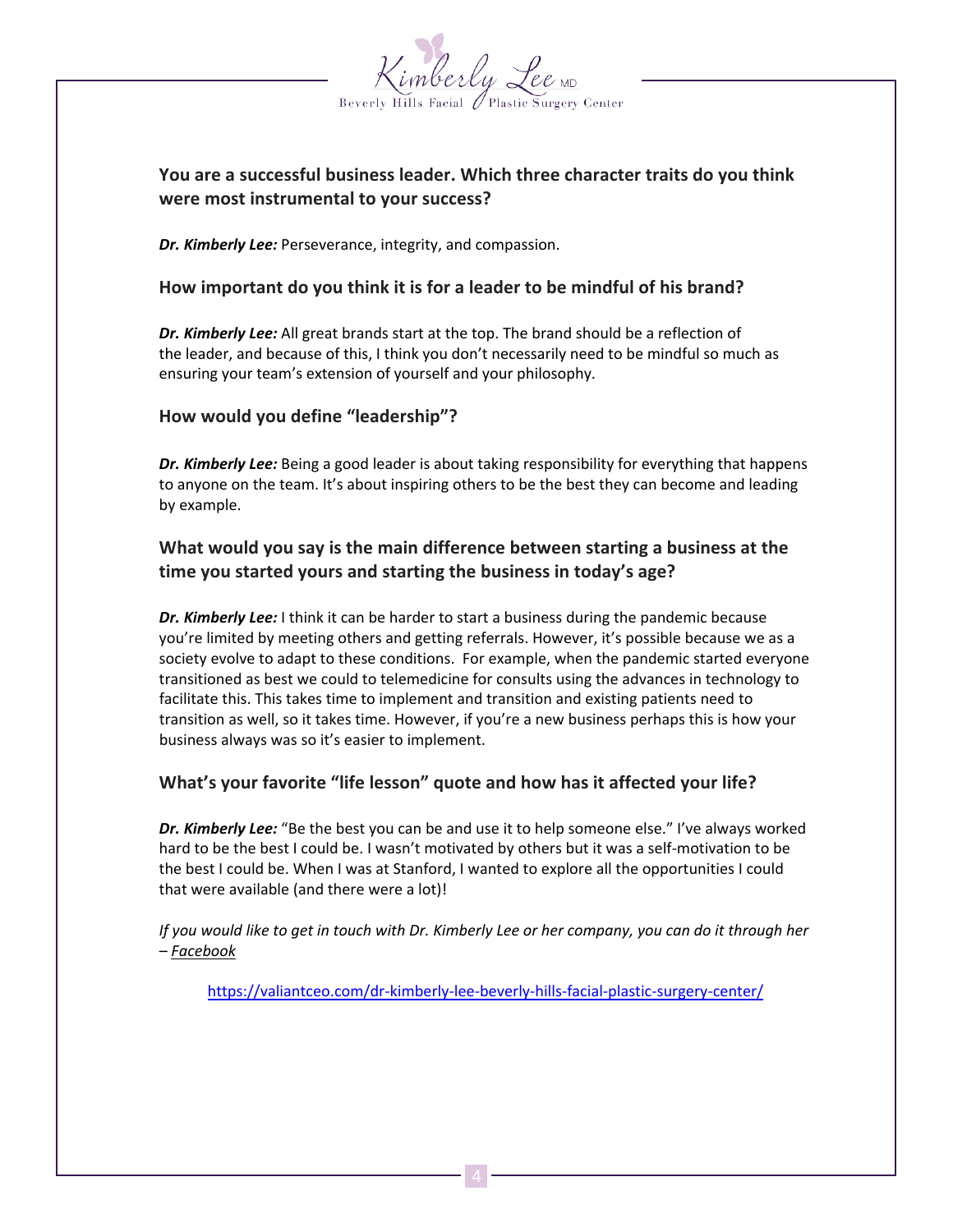**You are a successful business leader. Which three character traits do you think were most instrumental to your success?**

***Dr. Kimberly Lee:*** Perseverance, integrity, and compassion.

**How important do you think it is for a leader to be mindful of his brand?**

***Dr. Kimberly Lee:*** All great brands start at the top. The brand should be a reflection of the leader, and because of this, I think you don't necessarily need to be mindful so much as ensuring your team's extension of yourself and your philosophy.

**How would you define "leadership"?**

***Dr. Kimberly Lee:*** Being a good leader is about taking responsibility for everything that happens to anyone on the team. It's about inspiring others to be the best they can become and leading by example.

**What would you say is the main difference between starting a business at the time you started yours and starting the business in today's age?**

***Dr. Kimberly Lee:*** I think it can be harder to start a business during the pandemic because you're limited by meeting others and getting referrals. However, it's possible because we as a society evolve to adapt to these conditions. For example, when the pandemic started everyone transitioned as best we could to telemedicine for consults using the advances in technology to facilitate this. This takes time to implement and transition and existing patients need to transition as well, so it takes time. However, if you're a new business perhaps this is how your business always was so it's easier to implement.

**What's your favorite "life lesson" quote and how has it affected your life?**

***Dr. Kimberly Lee:*** "Be the best you can be and use it to help someone else." I've always worked hard to be the best I could be. I wasn't motivated by others but it was a self-motivation to be the best I could be. When I was at Stanford, I wanted to explore all the opportunities I could that were available (and there were a lot)!

*If you would like to get in touch with Dr. Kimberly Lee or her company, you can do it through her – Facebook*

https://valiantceo.com/dr-kimberly-lee-beverly-hills-facial-plastic-surgery-center/